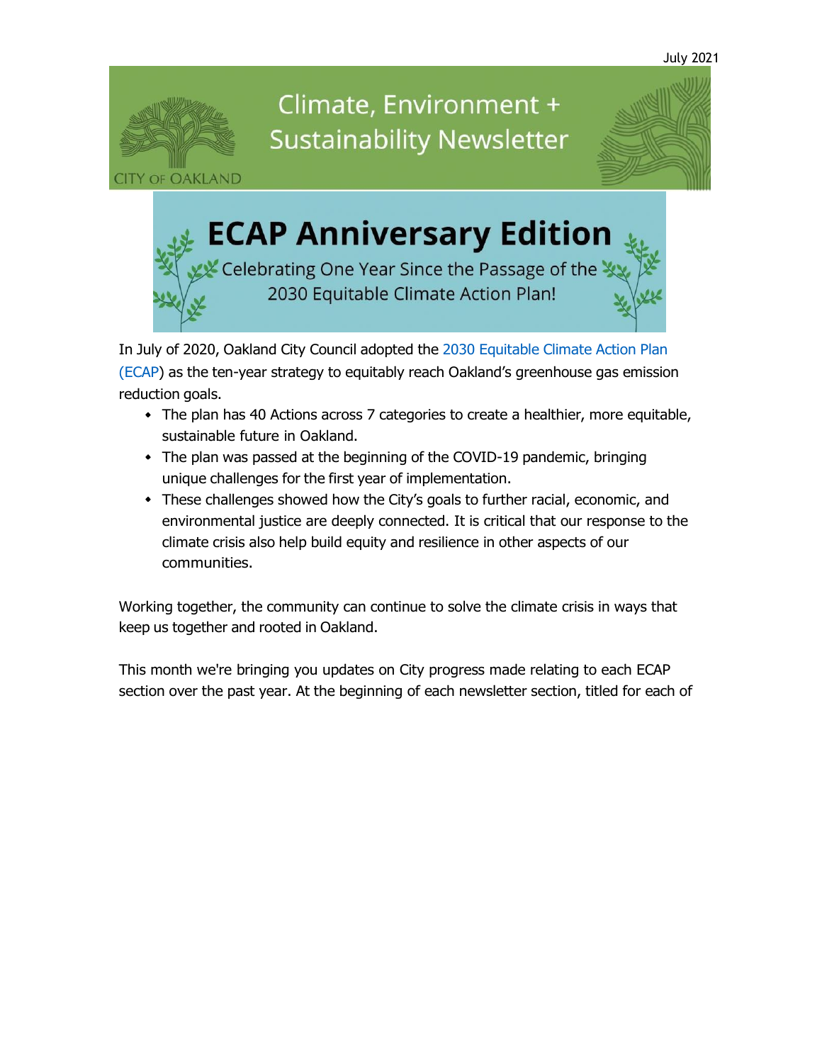July 2021

# Climate, Environment + Sustainability Newsletter

CITY OF OAKLAND

## ECAP Anniversary Edition

Celebrating One Year Since the Passage of the 2030 Equitable Climate Action Plan!

In July of 2020, Oakland City Council adopted the 2030 Equitable Climate Action Plan (ECAP) as the ten-year strategy to equitably reach Oakland's greenhouse gas emission reduction goals.

- The plan has 40 Actions across 7 categories to create a healthier, more equitable, sustainable future in Oakland.
- The plan was passed at the beginning of the COVID-19 pandemic, bringing unique challenges for the first year of implementation.
- These challenges showed how the City's goals to further racial, economic, and environmental justice are deeply connected. It is critical that our response to the climate crisis also help build equity and resilience in other aspects of our communities.

Working together, the community can continue to solve the climate crisis in ways that keep us together and rooted in Oakland.

This month we're bringing you updates on City progress made relating to each ECAP section over the past year. At the beginning of each newsletter section, titled for each of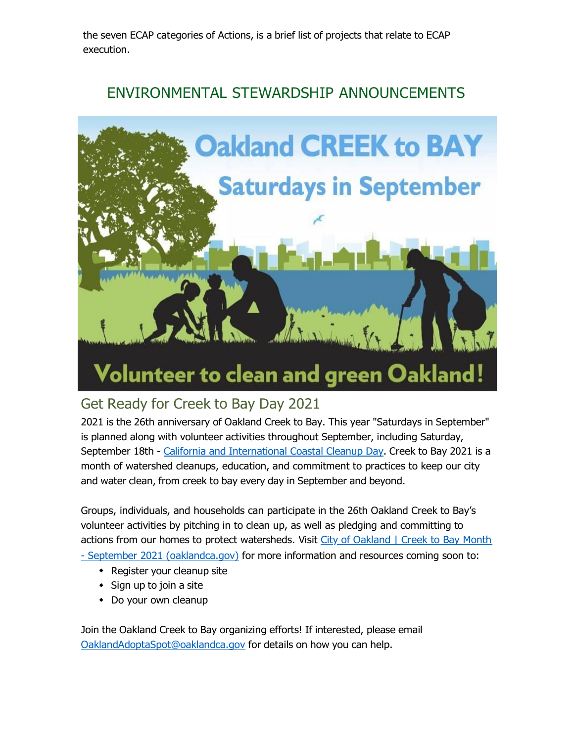the seven ECAP categories of Actions, is a brief list of projects that relate to ECAP execution.

## ENVIRONMENTAL STEWARDSHIP ANNOUNCEMENTS

### Get Ready for Creek to Bay Day 2021

2021 is the 26th anniversary of Oakland Creek to Bay. This year "Saturdays in September" is planned along with volunteer activities throughout September, including Saturday, September 18th - California and International Coastal Cleanup Day. Creek to Bay 2021 is a month of watershed cleanups, education, and commitment to practices to keep our city and water clean, from creek to bay every day in September and beyond.

Groups, individuals, and households can participate in the 26th Oakland Creek to Bay's volunteer activities by pitching in to clean up, as well as pledging and committing to actions from our homes to protect watersheds. Visit City of Oakland | Creek to Bay Month - September 2021 (oaklandca.gov) for more information and resources coming soon to:

- Register your cleanup site
- Sign up to join a site
- Do your own cleanup

Join the Oakland Creek to Bay organizing efforts! If interested, please email OaklandAdoptaSpot@oaklandca.gov for details on how you can help.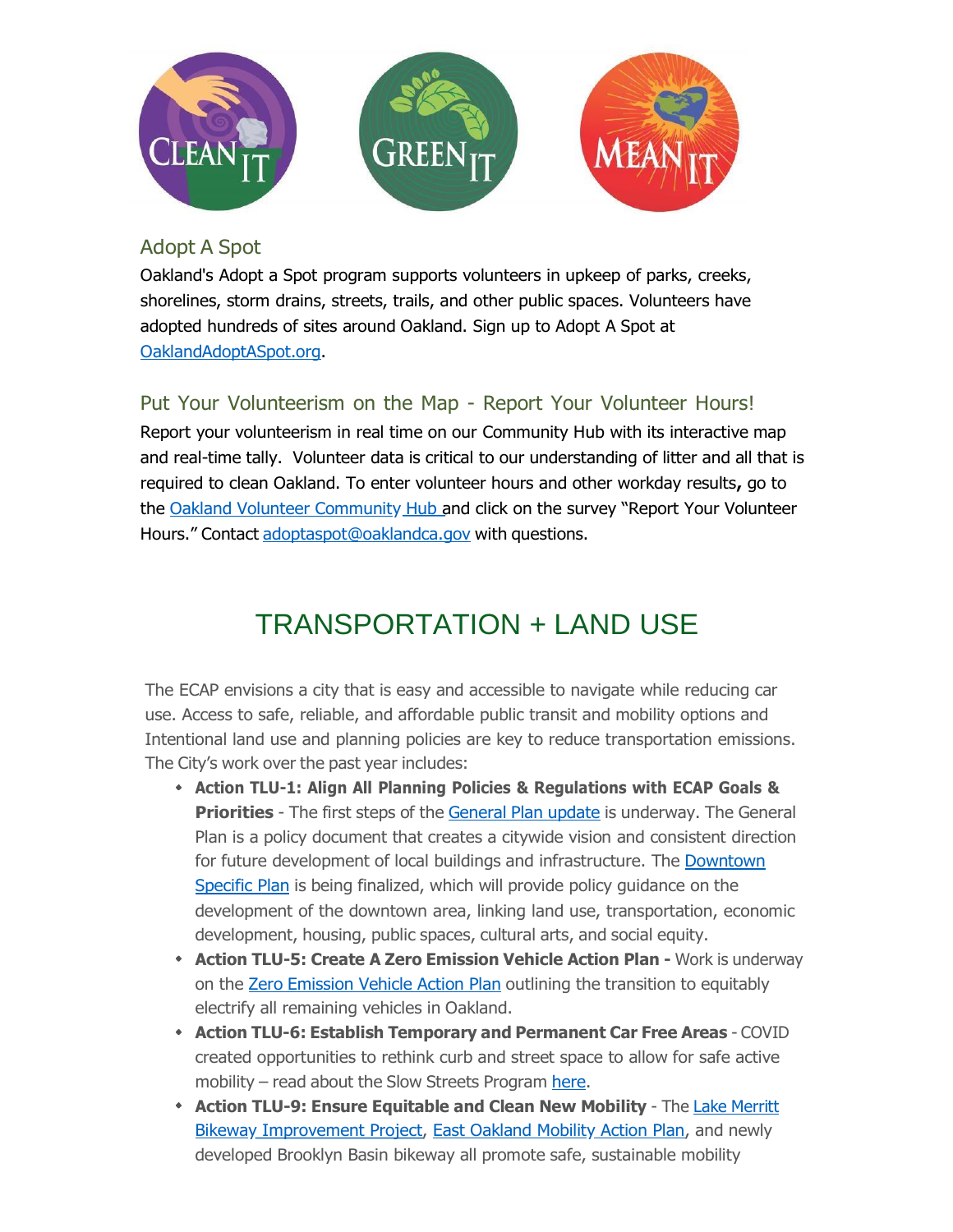CLEAN IT GREEN IT MEAN IT

### Adopt A Spot

Oakland's Adopt a Spot program supports volunteers in upkeep of parks, creeks, shorelines, storm drains, streets, trails, and other public spaces. Volunteers have adopted hundreds of sites around Oakland. Sign up to Adopt A Spot at OaklandAdoptASpot.org.

### Put Your Volunteerism on the Map - Report Your Volunteer Hours!

Report your volunteerism in real time on our Community Hub with its interactive map and real-time tally. Volunteer data is critical to our understanding of litter and all that is required to clean Oakland. To enter volunteer hours and other workday results**,** go to the Oakland Volunteer Community Hub and click on the survey "Report Your Volunteer Hours." Contact adoptaspot@oaklandca.gov with questions.

## TRANSPORTATION + LAND USE

The ECAP envisions a city that is easy and accessible to navigate while reducing car use. Access to safe, reliable, and affordable public transit and mobility options and Intentional land use and planning policies are key to reduce transportation emissions. The City's work over the past year includes:

- **Action TLU-1: Align All Planning Policies & Regulations with ECAP Goals & Priorities** - The first steps of the General Plan update is underway. The General Plan is a policy document that creates a citywide vision and consistent direction for future development of local buildings and infrastructure. The Downtown Specific Plan is being finalized, which will provide policy guidance on the development of the downtown area, linking land use, transportation, economic development, housing, public spaces, cultural arts, and social equity.
- **Action TLU-5: Create A Zero Emission Vehicle Action Plan -** Work is underway on the Zero Emission Vehicle Action Plan outlining the transition to equitably electrify all remaining vehicles in Oakland.
- **Action TLU-6: Establish Temporary and Permanent Car Free Areas** - COVID created opportunities to rethink curb and street space to allow for safe active mobility – read about the Slow Streets Program here.
- **Action TLU-9: Ensure Equitable and Clean New Mobility** - The Lake Merritt Bikeway Improvement Project, East Oakland Mobility Action Plan, and newly developed Brooklyn Basin bikeway all promote safe, sustainable mobility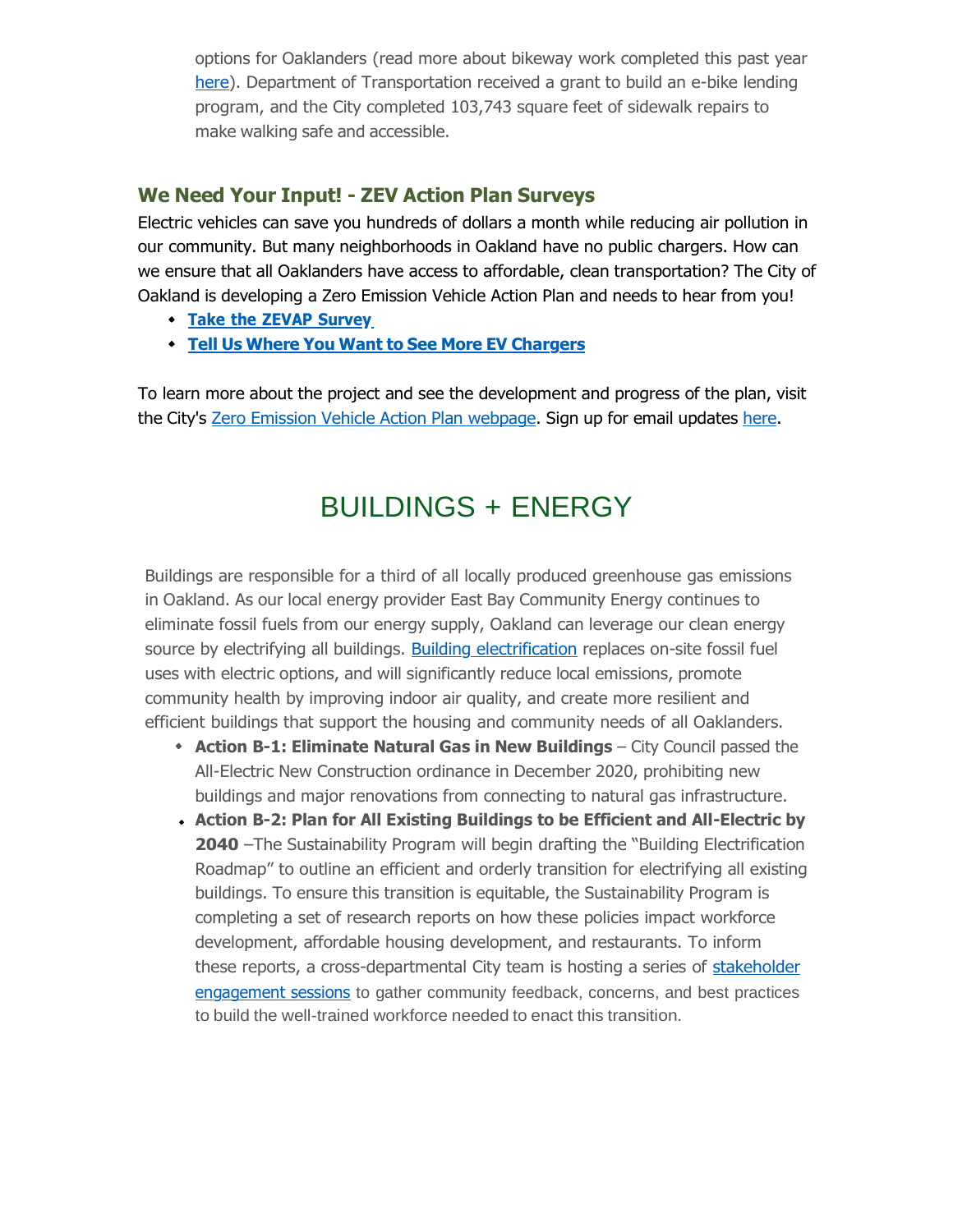options for Oaklanders (read more about bikeway work completed this past year here). Department of Transportation received a grant to build an e-bike lending program, and the City completed 103,743 square feet of sidewalk repairs to make walking safe and accessible.

### We Need Your Input! - ZEV Action Plan Surveys

Electric vehicles can save you hundreds of dollars a month while reducing air pollution in our community. But many neighborhoods in Oakland have no public chargers. How can we ensure that all Oaklanders have access to affordable, clean transportation? The City of Oakland is developing a Zero Emission Vehicle Action Plan and needs to hear from you!

- **Take the ZEVAP Survey**
- **Tell Us Where You Want to See More EV Chargers**

To learn more about the project and see the development and progress of the plan, visit the City's Zero Emission Vehicle Action Plan webpage. Sign up for email updates here.

## BUILDINGS + ENERGY

Buildings are responsible for a third of all locally produced greenhouse gas emissions in Oakland. As our local energy provider East Bay Community Energy continues to eliminate fossil fuels from our energy supply, Oakland can leverage our clean energy source by electrifying all buildings. Building electrification replaces on-site fossil fuel uses with electric options, and will significantly reduce local emissions, promote community health by improving indoor air quality, and create more resilient and efficient buildings that support the housing and community needs of all Oaklanders.

- **Action B-1: Eliminate Natural Gas in New Buildings** – City Council passed the All-Electric New Construction ordinance in December 2020, prohibiting new buildings and major renovations from connecting to natural gas infrastructure.
- **Action B-2: Plan for All Existing Buildings to be Efficient and All-Electric by 2040** –The Sustainability Program will begin drafting the "Building Electrification Roadmap" to outline an efficient and orderly transition for electrifying all existing buildings. To ensure this transition is equitable, the Sustainability Program is completing a set of research reports on how these policies impact workforce development, affordable housing development, and restaurants. To inform these reports, a cross-departmental City team is hosting a series of stakeholder engagement sessions to gather community feedback, concerns, and best practices to build the well-trained workforce needed to enact this transition.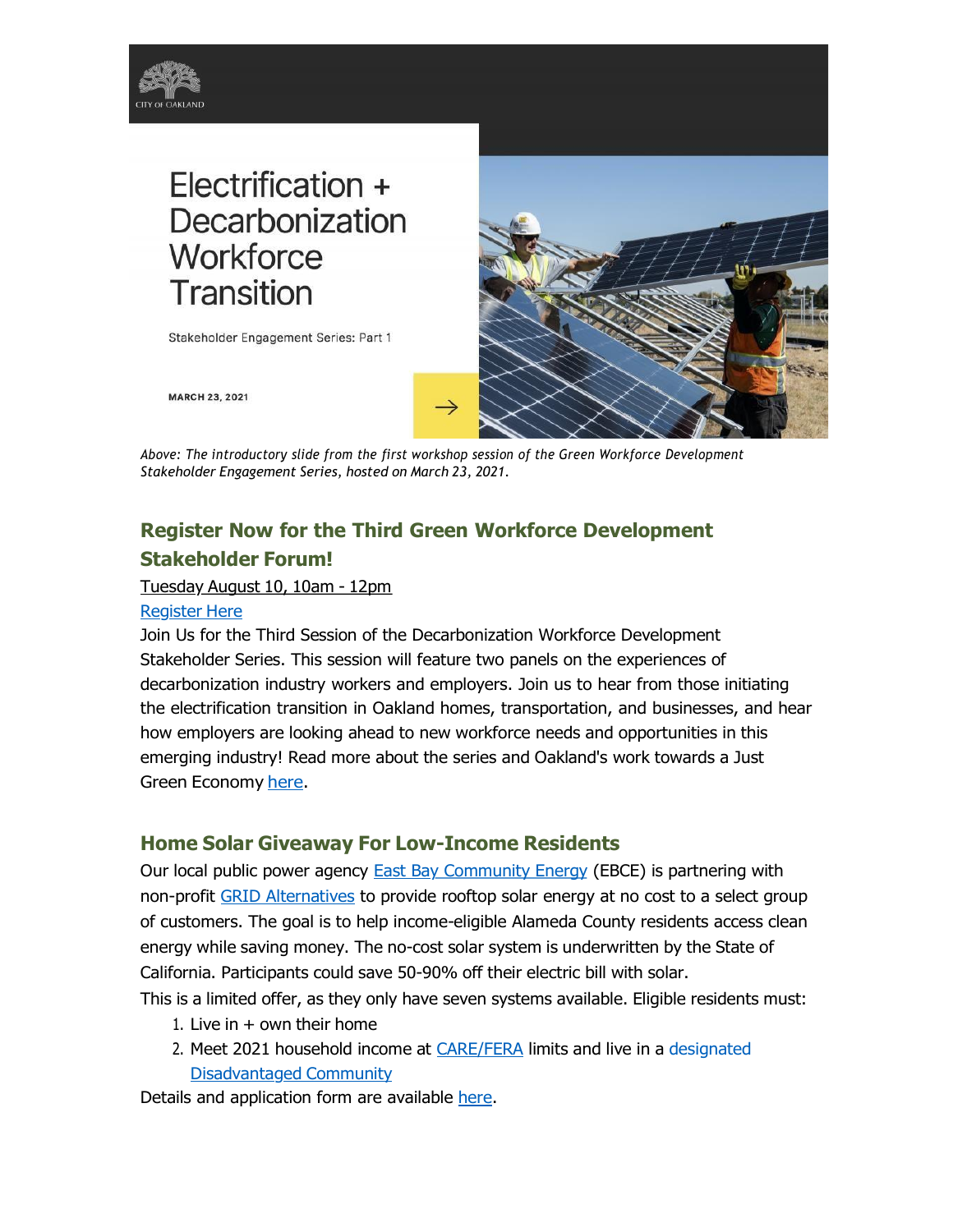CITY OF OAKLAND

Electrification + Decarbonization Workforce Transition

Stakeholder Engagement Series: Part 1

MARCH 23, 2021

*Above: The introductory slide from the first workshop session of the Green Workforce Development Stakeholder Engagement Series, hosted on March 23, 2021.*

## Register Now for the Third Green Workforce Development Stakeholder Forum!

Tuesday August 10, 10am - 12pm

[Register Here]

Join Us for the Third Session of the Decarbonization Workforce Development Stakeholder Series. This session will feature two panels on the experiences of decarbonization industry workers and employers. Join us to hear from those initiating the electrification transition in Oakland homes, transportation, and businesses, and hear how employers are looking ahead to new workforce needs and opportunities in this emerging industry! Read more about the series and Oakland's work towards a Just Green Economy [here].

## Home Solar Giveaway For Low-Income Residents

Our local public power agency [East Bay Community Energy] (EBCE) is partnering with non-profit [GRID Alternatives] to provide rooftop solar energy at no cost to a select group of customers. The goal is to help income-eligible Alameda County residents access clean energy while saving money. The no-cost solar system is underwritten by the State of California. Participants could save 50-90% off their electric bill with solar.

This is a limited offer, as they only have seven systems available. Eligible residents must:

1. Live in + own their home
2. Meet 2021 household income at [CARE/FERA] limits and live in a [designated Disadvantaged Community]

Details and application form are available [here].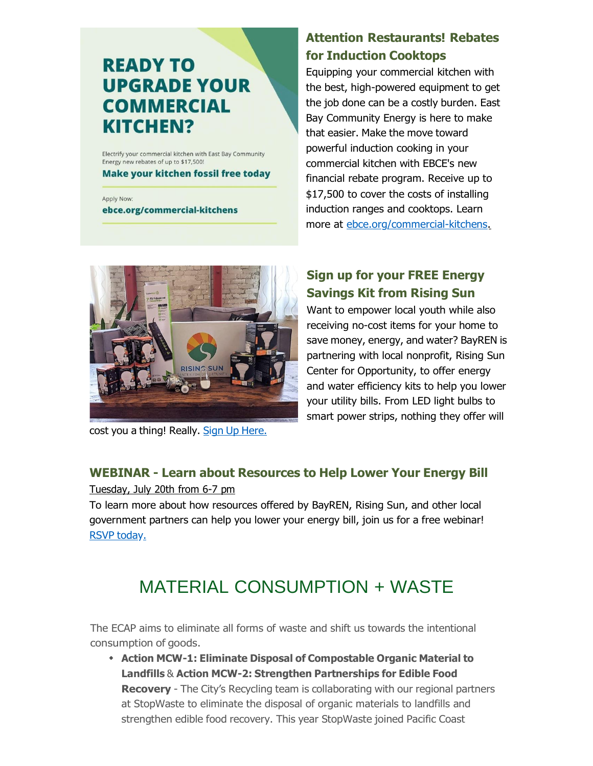READY TO UPGRADE YOUR COMMERCIAL KITCHEN?

Electrify your commercial kitchen with East Bay Community Energy new rebates of up to $17,500!

**Make your kitchen fossil free today**

Apply Now:
**ebce.org/commercial-kitchens**

### Attention Restaurants! Rebates for Induction Cooktops

Equipping your commercial kitchen with the best, high-powered equipment to get the job done can be a costly burden. East Bay Community Energy is here to make that easier. Make the move toward powerful induction cooking in your commercial kitchen with EBCE's new financial rebate program. Receive up to $17,500 to cover the costs of installing induction ranges and cooktops. Learn more at ebce.org/commercial-kitchens.

### Sign up for your FREE Energy Savings Kit from Rising Sun

Want to empower local youth while also receiving no-cost items for your home to save money, energy, and water? BayREN is partnering with local nonprofit, Rising Sun Center for Opportunity, to offer energy and water efficiency kits to help you lower your utility bills. From LED light bulbs to smart power strips, nothing they offer will cost you a thing! Really. Sign Up Here.

### WEBINAR - Learn about Resources to Help Lower Your Energy Bill

Tuesday, July 20th from 6-7 pm

To learn more about how resources offered by BayREN, Rising Sun, and other local government partners can help you lower your energy bill, join us for a free webinar! RSVP today.

## MATERIAL CONSUMPTION + WASTE

The ECAP aims to eliminate all forms of waste and shift us towards the intentional consumption of goods.

- **Action MCW-1: Eliminate Disposal of Compostable Organic Material to Landfills** & **Action MCW-2: Strengthen Partnerships for Edible Food Recovery** - The City's Recycling team is collaborating with our regional partners at StopWaste to eliminate the disposal of organic materials to landfills and strengthen edible food recovery. This year StopWaste joined Pacific Coast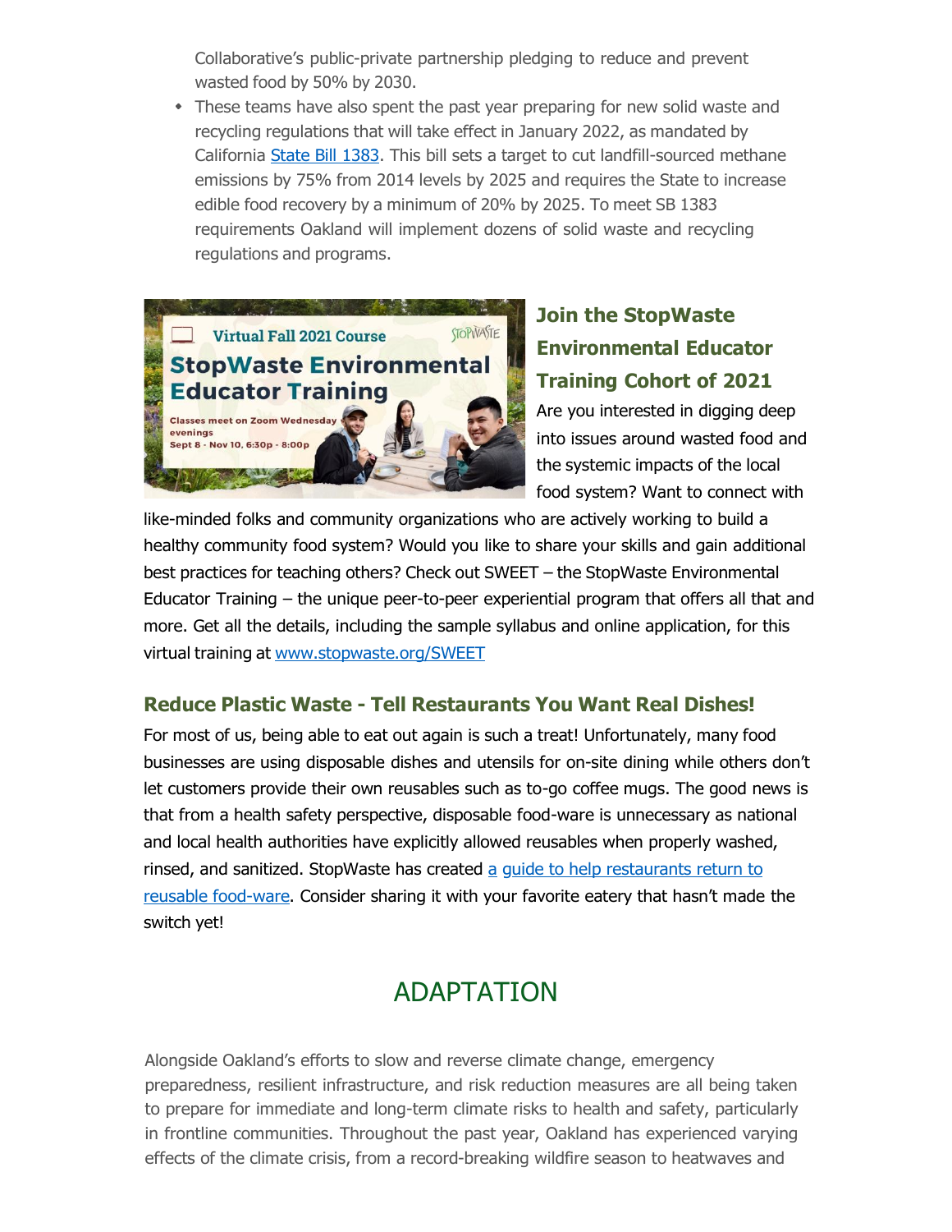Collaborative's public-private partnership pledging to reduce and prevent wasted food by 50% by 2030.

- These teams have also spent the past year preparing for new solid waste and recycling regulations that will take effect in January 2022, as mandated by California State Bill 1383. This bill sets a target to cut landfill-sourced methane emissions by 75% from 2014 levels by 2025 and requires the State to increase edible food recovery by a minimum of 20% by 2025. To meet SB 1383 requirements Oakland will implement dozens of solid waste and recycling regulations and programs.

### Join the StopWaste Environmental Educator Training Cohort of 2021

Are you interested in digging deep into issues around wasted food and the systemic impacts of the local food system? Want to connect with like-minded folks and community organizations who are actively working to build a healthy community food system? Would you like to share your skills and gain additional best practices for teaching others? Check out SWEET – the StopWaste Environmental Educator Training – the unique peer-to-peer experiential program that offers all that and more. Get all the details, including the sample syllabus and online application, for this virtual training at www.stopwaste.org/SWEET

### Reduce Plastic Waste - Tell Restaurants You Want Real Dishes!

For most of us, being able to eat out again is such a treat! Unfortunately, many food businesses are using disposable dishes and utensils for on-site dining while others don't let customers provide their own reusables such as to-go coffee mugs. The good news is that from a health safety perspective, disposable food-ware is unnecessary as national and local health authorities have explicitly allowed reusables when properly washed, rinsed, and sanitized. StopWaste has created a guide to help restaurants return to reusable food-ware. Consider sharing it with your favorite eatery that hasn't made the switch yet!

## ADAPTATION

Alongside Oakland's efforts to slow and reverse climate change, emergency preparedness, resilient infrastructure, and risk reduction measures are all being taken to prepare for immediate and long-term climate risks to health and safety, particularly in frontline communities. Throughout the past year, Oakland has experienced varying effects of the climate crisis, from a record-breaking wildfire season to heatwaves and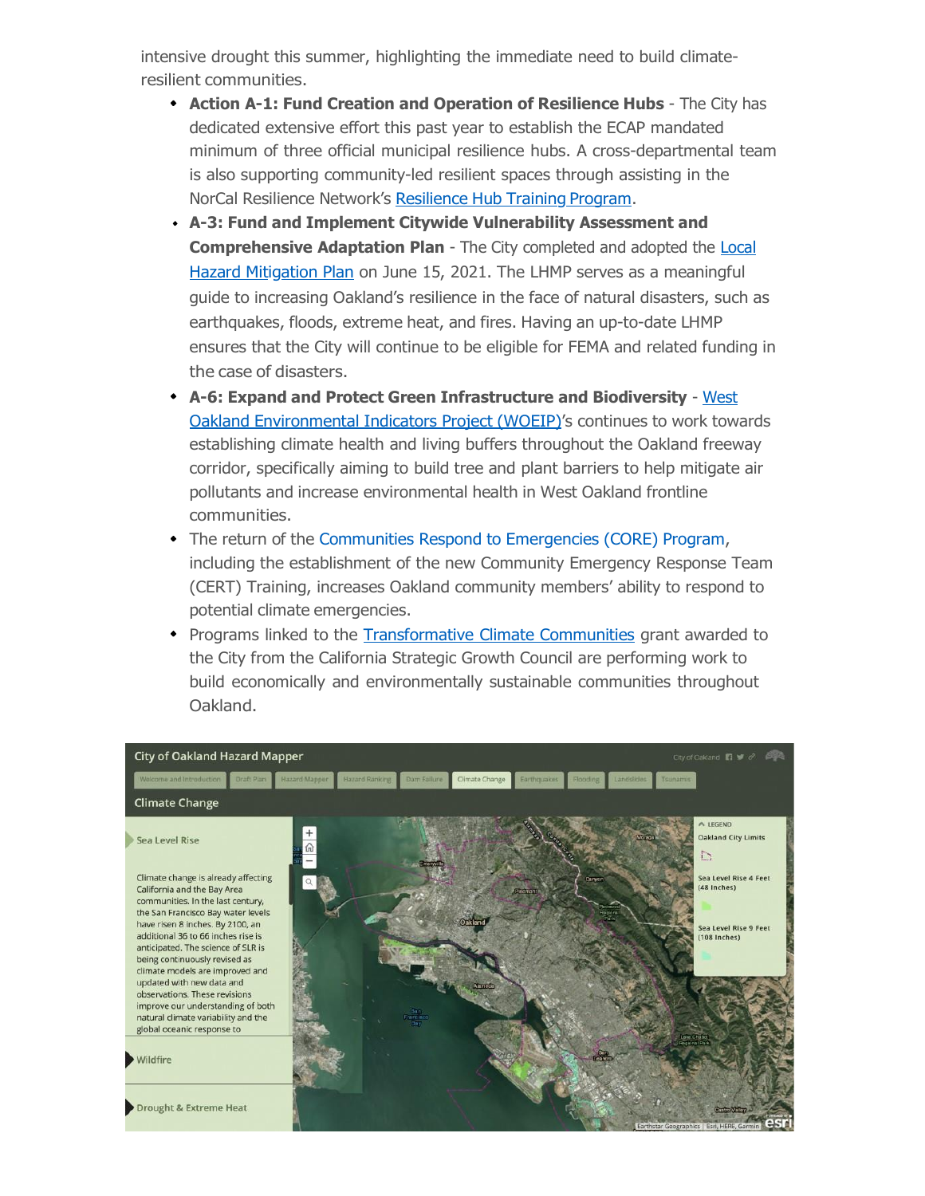intensive drought this summer, highlighting the immediate need to build climate-resilient communities.

- **Action A-1: Fund Creation and Operation of Resilience Hubs** - The City has dedicated extensive effort this past year to establish the ECAP mandated minimum of three official municipal resilience hubs. A cross-departmental team is also supporting community-led resilient spaces through assisting in the NorCal Resilience Network's Resilience Hub Training Program.
- **A-3: Fund and Implement Citywide Vulnerability Assessment and Comprehensive Adaptation Plan** - The City completed and adopted the Local Hazard Mitigation Plan on June 15, 2021. The LHMP serves as a meaningful guide to increasing Oakland's resilience in the face of natural disasters, such as earthquakes, floods, extreme heat, and fires. Having an up-to-date LHMP ensures that the City will continue to be eligible for FEMA and related funding in the case of disasters.
- **A-6: Expand and Protect Green Infrastructure and Biodiversity** - West Oakland Environmental Indicators Project (WOEIP)'s continues to work towards establishing climate health and living buffers throughout the Oakland freeway corridor, specifically aiming to build tree and plant barriers to help mitigate air pollutants and increase environmental health in West Oakland frontline communities.
- The return of the Communities Respond to Emergencies (CORE) Program, including the establishment of the new Community Emergency Response Team (CERT) Training, increases Oakland community members' ability to respond to potential climate emergencies.
- Programs linked to the Transformative Climate Communities grant awarded to the City from the California Strategic Growth Council are performing work to build economically and environmentally sustainable communities throughout Oakland.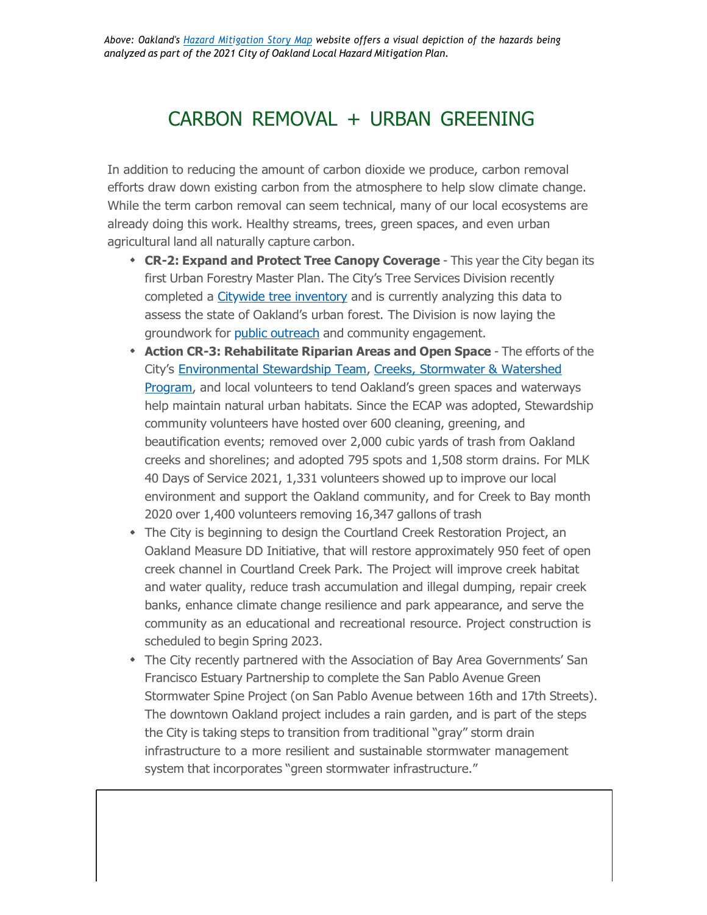*Above: Oakland's Hazard Mitigation Story Map website offers a visual depiction of the hazards being analyzed as part of the 2021 City of Oakland Local Hazard Mitigation Plan.*

## CARBON REMOVAL + URBAN GREENING

In addition to reducing the amount of carbon dioxide we produce, carbon removal efforts draw down existing carbon from the atmosphere to help slow climate change. While the term carbon removal can seem technical, many of our local ecosystems are already doing this work. Healthy streams, trees, green spaces, and even urban agricultural land all naturally capture carbon.

- **CR-2: Expand and Protect Tree Canopy Coverage** - This year the City began its first Urban Forestry Master Plan. The City's Tree Services Division recently completed a Citywide tree inventory and is currently analyzing this data to assess the state of Oakland's urban forest. The Division is now laying the groundwork for public outreach and community engagement.
- **Action CR-3: Rehabilitate Riparian Areas and Open Space** - The efforts of the City's Environmental Stewardship Team, Creeks, Stormwater & Watershed Program, and local volunteers to tend Oakland's green spaces and waterways help maintain natural urban habitats. Since the ECAP was adopted, Stewardship community volunteers have hosted over 600 cleaning, greening, and beautification events; removed over 2,000 cubic yards of trash from Oakland creeks and shorelines; and adopted 795 spots and 1,508 storm drains. For MLK 40 Days of Service 2021, 1,331 volunteers showed up to improve our local environment and support the Oakland community, and for Creek to Bay month 2020 over 1,400 volunteers removing 16,347 gallons of trash
- The City is beginning to design the Courtland Creek Restoration Project, an Oakland Measure DD Initiative, that will restore approximately 950 feet of open creek channel in Courtland Creek Park. The Project will improve creek habitat and water quality, reduce trash accumulation and illegal dumping, repair creek banks, enhance climate change resilience and park appearance, and serve the community as an educational and recreational resource. Project construction is scheduled to begin Spring 2023.
- The City recently partnered with the Association of Bay Area Governments' San Francisco Estuary Partnership to complete the San Pablo Avenue Green Stormwater Spine Project (on San Pablo Avenue between 16th and 17th Streets). The downtown Oakland project includes a rain garden, and is part of the steps the City is taking steps to transition from traditional "gray" storm drain infrastructure to a more resilient and sustainable stormwater management system that incorporates "green stormwater infrastructure."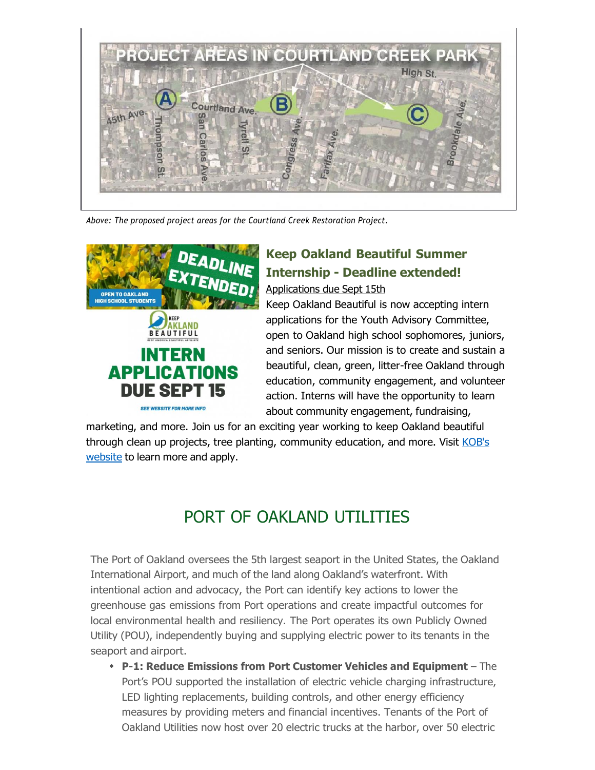*Above: The proposed project areas for the Courtland Creek Restoration Project.*

### Keep Oakland Beautiful Summer Internship - Deadline extended!

Applications due Sept 15th

Keep Oakland Beautiful is now accepting intern applications for the Youth Advisory Committee, open to Oakland high school sophomores, juniors, and seniors. Our mission is to create and sustain a beautiful, clean, green, litter-free Oakland through education, community engagement, and volunteer action. Interns will have the opportunity to learn about community engagement, fundraising, marketing, and more. Join us for an exciting year working to keep Oakland beautiful through clean up projects, tree planting, community education, and more. Visit KOB's website to learn more and apply.

## PORT OF OAKLAND UTILITIES

The Port of Oakland oversees the 5th largest seaport in the United States, the Oakland International Airport, and much of the land along Oakland's waterfront. With intentional action and advocacy, the Port can identify key actions to lower the greenhouse gas emissions from Port operations and create impactful outcomes for local environmental health and resiliency. The Port operates its own Publicly Owned Utility (POU), independently buying and supplying electric power to its tenants in the seaport and airport.

- **P-1: Reduce Emissions from Port Customer Vehicles and Equipment** – The Port's POU supported the installation of electric vehicle charging infrastructure, LED lighting replacements, building controls, and other energy efficiency measures by providing meters and financial incentives. Tenants of the Port of Oakland Utilities now host over 20 electric trucks at the harbor, over 50 electric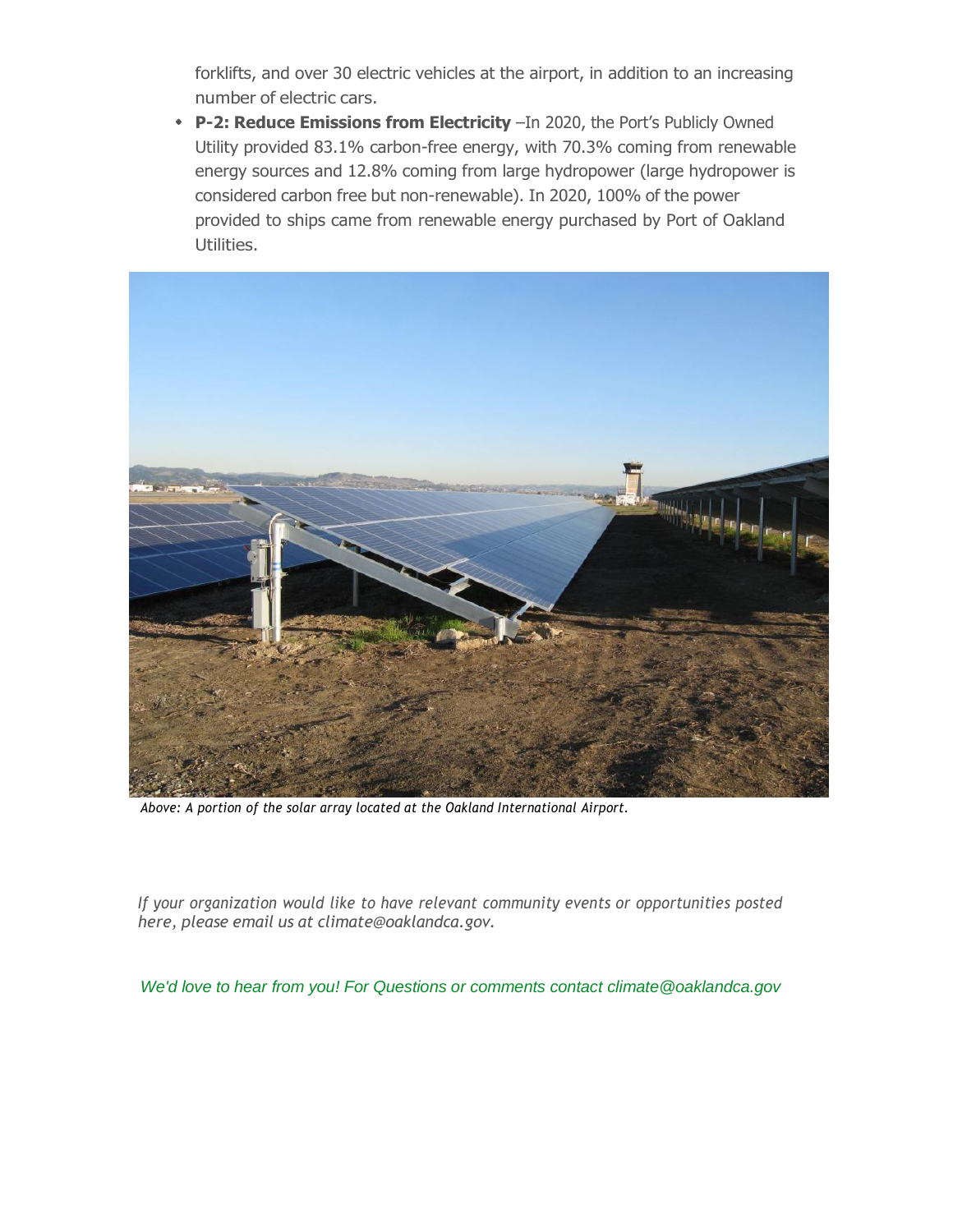forklifts, and over 30 electric vehicles at the airport, in addition to an increasing number of electric cars.

- **P-2: Reduce Emissions from Electricity** –In 2020, the Port's Publicly Owned Utility provided 83.1% carbon-free energy, with 70.3% coming from renewable energy sources and 12.8% coming from large hydropower (large hydropower is considered carbon free but non-renewable). In 2020, 100% of the power provided to ships came from renewable energy purchased by Port of Oakland Utilities.

*Above: A portion of the solar array located at the Oakland International Airport.*

*If your organization would like to have relevant community events or opportunities posted here, please email us at climate@oaklandca.gov.*

*We'd love to hear from you! For Questions or comments contact climate@oaklandca.gov*